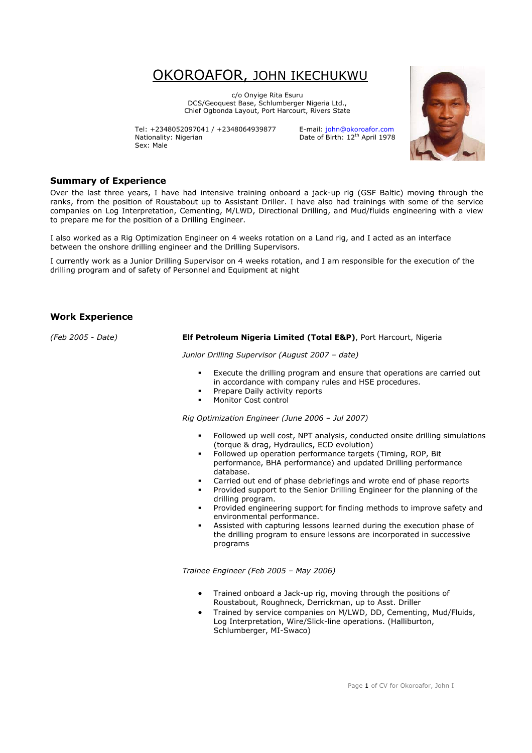# OKOROAFOR, JOHN IKECHUKWU

c/o Onyige Rita Esuru
DCS/Geoquest Base, Schlumberger Nigeria Ltd.,
Chief Ogbonda Layout, Port Harcourt, Rivers State

Tel: +2348052097041 / +2348064939877
Nationality: Nigerian
Sex: Male

E-mail: john@okoroafor.com
Date of Birth: 12th April 1978

## Summary of Experience

Over the last three years, I have had intensive training onboard a jack-up rig (GSF Baltic) moving through the ranks, from the position of Roustabout up to Assistant Driller. I have also had trainings with some of the service companies on Log Interpretation, Cementing, M/LWD, Directional Drilling, and Mud/fluids engineering with a view to prepare me for the position of a Drilling Engineer.

I also worked as a Rig Optimization Engineer on 4 weeks rotation on a Land rig, and I acted as an interface between the onshore drilling engineer and the Drilling Supervisors.

I currently work as a Junior Drilling Supervisor on 4 weeks rotation, and I am responsible for the execution of the drilling program and of safety of Personnel and Equipment at night

## Work Experience

*(Feb 2005 - Date)* **Elf Petroleum Nigeria Limited (Total E&P)**, Port Harcourt, Nigeria

*Junior Drilling Supervisor (August 2007 – date)*

- Execute the drilling program and ensure that operations are carried out in accordance with company rules and HSE procedures.
- Prepare Daily activity reports
- Monitor Cost control

*Rig Optimization Engineer (June 2006 – Jul 2007)*

- Followed up well cost, NPT analysis, conducted onsite drilling simulations (torque & drag, Hydraulics, ECD evolution)
- Followed up operation performance targets (Timing, ROP, Bit performance, BHA performance) and updated Drilling performance database.
- Carried out end of phase debriefings and wrote end of phase reports
- Provided support to the Senior Drilling Engineer for the planning of the drilling program.
- Provided engineering support for finding methods to improve safety and environmental performance.
- Assisted with capturing lessons learned during the execution phase of the drilling program to ensure lessons are incorporated in successive programs

*Trainee Engineer (Feb 2005 – May 2006)*

- Trained onboard a Jack-up rig, moving through the positions of Roustabout, Roughneck, Derrickman, up to Asst. Driller
- Trained by service companies on M/LWD, DD, Cementing, Mud/Fluids, Log Interpretation, Wire/Slick-line operations. (Halliburton, Schlumberger, MI-Swaco)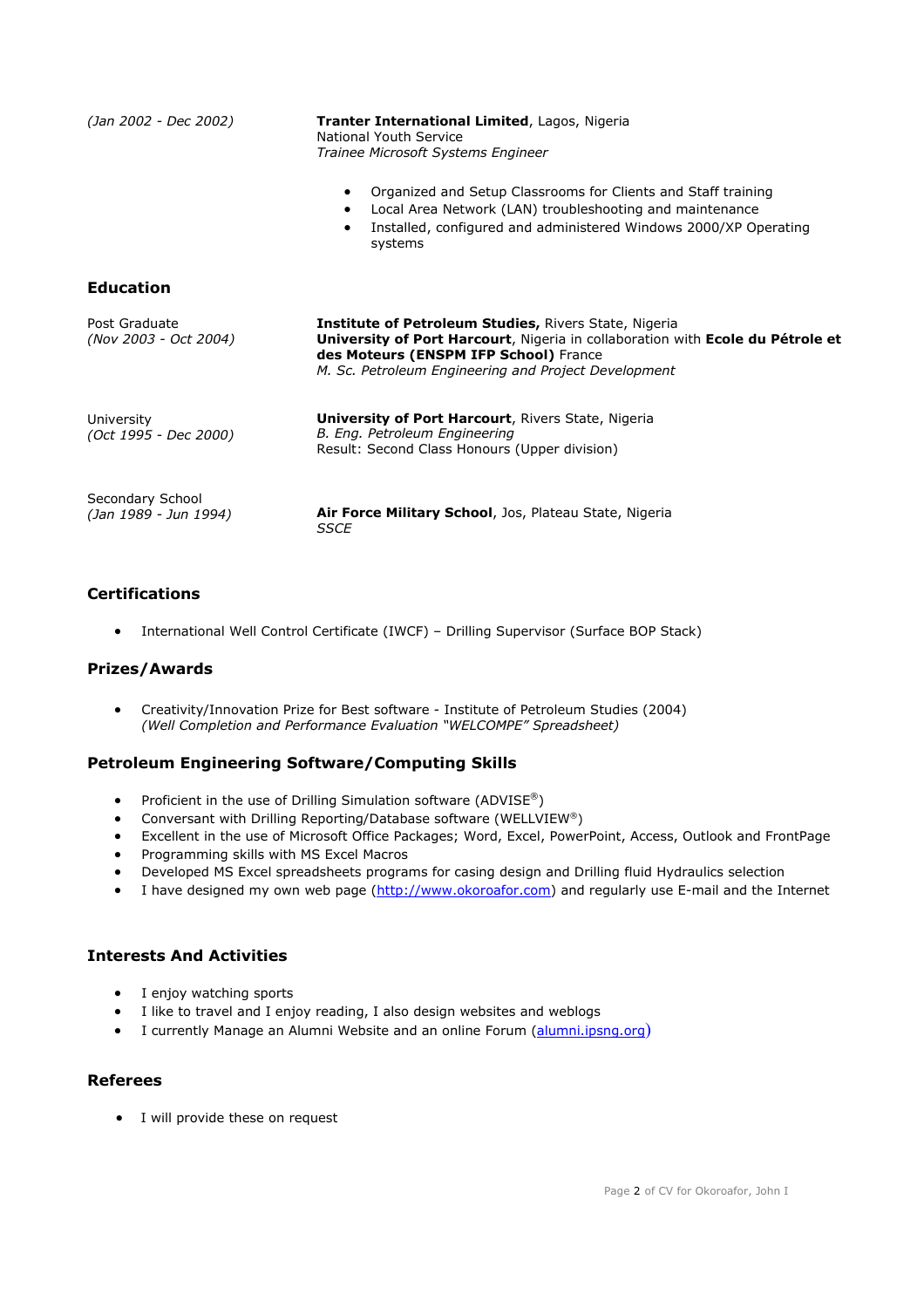*(Jan 2002 - Dec 2002)*

**Tranter International Limited**, Lagos, Nigeria
National Youth Service
*Trainee Microsoft Systems Engineer*

- Organized and Setup Classrooms for Clients and Staff training
- Local Area Network (LAN) troubleshooting and maintenance
- Installed, configured and administered Windows 2000/XP Operating systems

## Education

Post Graduate
*(Nov 2003 - Oct 2004)*

**Institute of Petroleum Studies,** Rivers State, Nigeria
**University of Port Harcourt**, Nigeria in collaboration with **Ecole du Pétrole et des Moteurs (ENSPM IFP School)** France
*M. Sc. Petroleum Engineering and Project Development*

University
*(Oct 1995 - Dec 2000)*

**University of Port Harcourt**, Rivers State, Nigeria
*B. Eng. Petroleum Engineering*
Result: Second Class Honours (Upper division)

Secondary School
*(Jan 1989 - Jun 1994)*

**Air Force Military School**, Jos, Plateau State, Nigeria
*SSCE*

## Certifications

- International Well Control Certificate (IWCF) – Drilling Supervisor (Surface BOP Stack)

## Prizes/Awards

- Creativity/Innovation Prize for Best software - Institute of Petroleum Studies (2004)
  *(Well Completion and Performance Evaluation "WELCOMPE" Spreadsheet)*

## Petroleum Engineering Software/Computing Skills

- Proficient in the use of Drilling Simulation software (ADVISE®)
- Conversant with Drilling Reporting/Database software (WELLVIEW®)
- Excellent in the use of Microsoft Office Packages; Word, Excel, PowerPoint, Access, Outlook and FrontPage
- Programming skills with MS Excel Macros
- Developed MS Excel spreadsheets programs for casing design and Drilling fluid Hydraulics selection
- I have designed my own web page (http://www.okoroafor.com) and regularly use E-mail and the Internet

## Interests And Activities

- I enjoy watching sports
- I like to travel and I enjoy reading, I also design websites and weblogs
- I currently Manage an Alumni Website and an online Forum (alumni.ipsng.org)

## Referees

- I will provide these on request